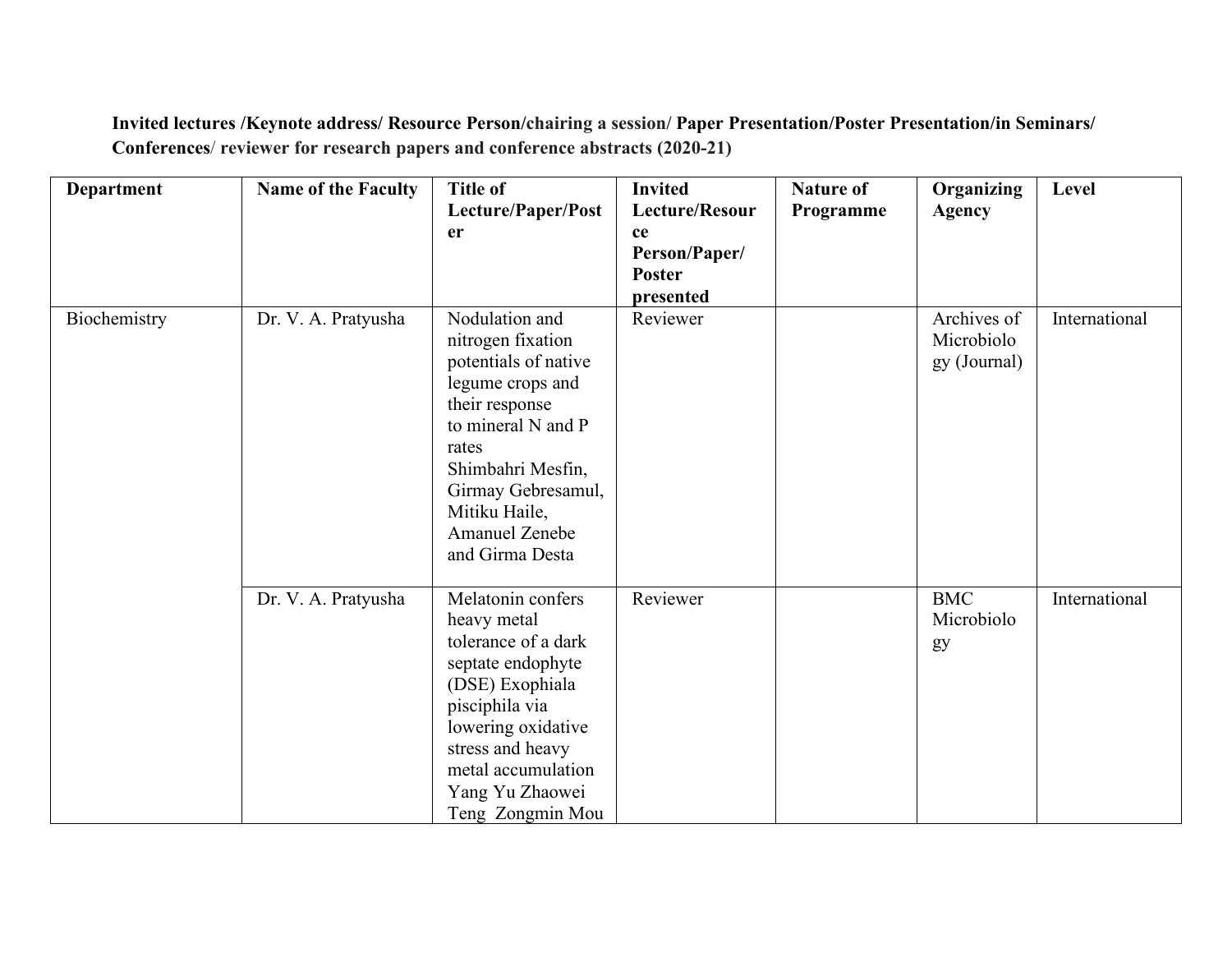**Invited lectures /Keynote address/ Resource Person/chairing a session/ Paper Presentation/Poster Presentation/in Seminars/ Conferences/ reviewer for research papers and conference abstracts (2020-21)**

| Department | Name of the Faculty | Title of Lecture/Paper/Poster | Invited Lecture/Resource Person/Paper/ Poster presented | Nature of Programme | Organizing Agency | Level |
|---|---|---|---|---|---|---|
| Biochemistry | Dr. V. A. Pratyusha | Nodulation and nitrogen fixation potentials of native legume crops and their response to mineral N and P rates Shimbahri Mesfin, Girmay Gebresamul, Mitiku Haile, Amanuel Zenebe and Girma Desta | Reviewer | | Archives of Microbiology (Journal) | International |
| | Dr. V. A. Pratyusha | Melatonin confers heavy metal tolerance of a dark septate endophyte (DSE) Exophiala pisciphila via lowering oxidative stress and heavy metal accumulation Yang Yu Zhaowei Teng Zongmin Mou | Reviewer | | BMC Microbiology | International |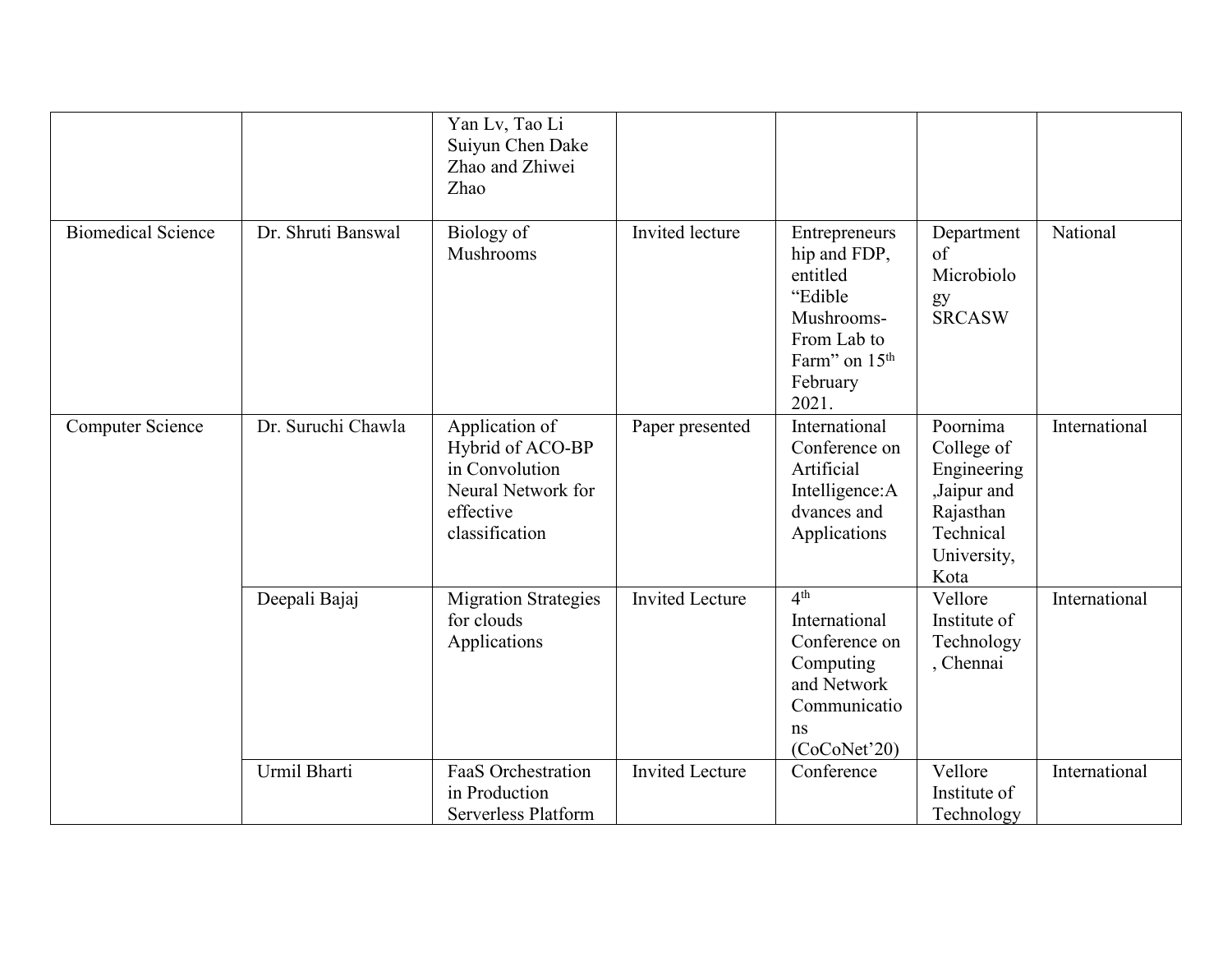| | | | | | | |
|---|---|---|---|---|---|---|
| | | Yan Lv, Tao Li Suiyun Chen Dake Zhao and Zhiwei Zhao | | | | |
| Biomedical Science | Dr. Shruti Banswal | Biology of Mushrooms | Invited lecture | Entrepreneurship and FDP, entitled "Edible Mushrooms- From Lab to Farm" on 15th February 2021. | Department of Microbiology SRCASW | National |
| Computer Science | Dr. Suruchi Chawla | Application of Hybrid of ACO-BP in Convolution Neural Network for effective classification | Paper presented | International Conference on Artificial Intelligence:Advances and Applications | Poornima College of Engineering ,Jaipur and Rajasthan Technical University, Kota | International |
| | Deepali Bajaj | Migration Strategies for clouds Applications | Invited Lecture | 4th International Conference on Computing and Network Communications (CoCoNet'20) | Vellore Institute of Technology , Chennai | International |
| | Urmil Bharti | FaaS Orchestration in Production Serverless Platform | Invited Lecture | Conference | Vellore Institute of Technology | International |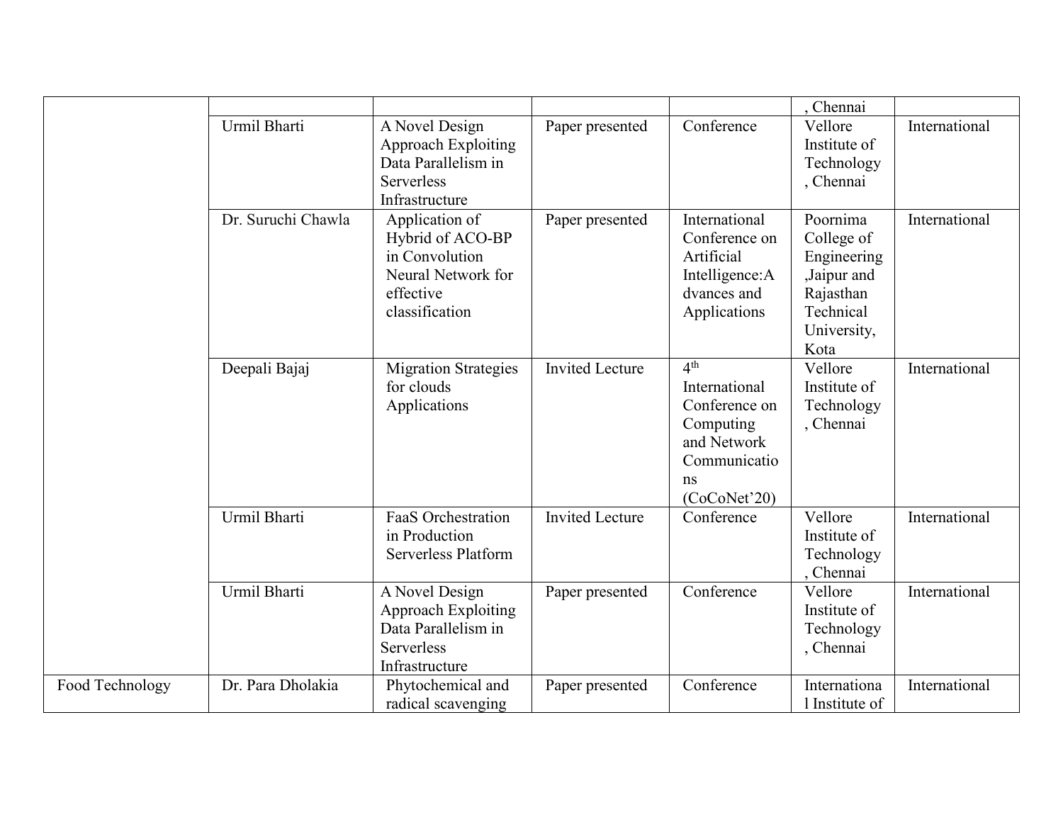| | | | | | | |
|---|---|---|---|---|---|---|
| | | | | | , Chennai | |
| | Urmil Bharti | A Novel Design Approach Exploiting Data Parallelism in Serverless Infrastructure | Paper presented | Conference | Vellore Institute of Technology , Chennai | International |
| | Dr. Suruchi Chawla | Application of Hybrid of ACO-BP in Convolution Neural Network for effective classification | Paper presented | International Conference on Artificial Intelligence:Advances and Applications | Poornima College of Engineering ,Jaipur and Rajasthan Technical University, Kota | International |
| | Deepali Bajaj | Migration Strategies for clouds Applications | Invited Lecture | 4th International Conference on Computing and Network Communications (CoCoNet'20) | Vellore Institute of Technology , Chennai | International |
| | Urmil Bharti | FaaS Orchestration in Production Serverless Platform | Invited Lecture | Conference | Vellore Institute of Technology , Chennai | International |
| | Urmil Bharti | A Novel Design Approach Exploiting Data Parallelism in Serverless Infrastructure | Paper presented | Conference | Vellore Institute of Technology , Chennai | International |
| Food Technology | Dr. Para Dholakia | Phytochemical and radical scavenging | Paper presented | Conference | International Institute of | International |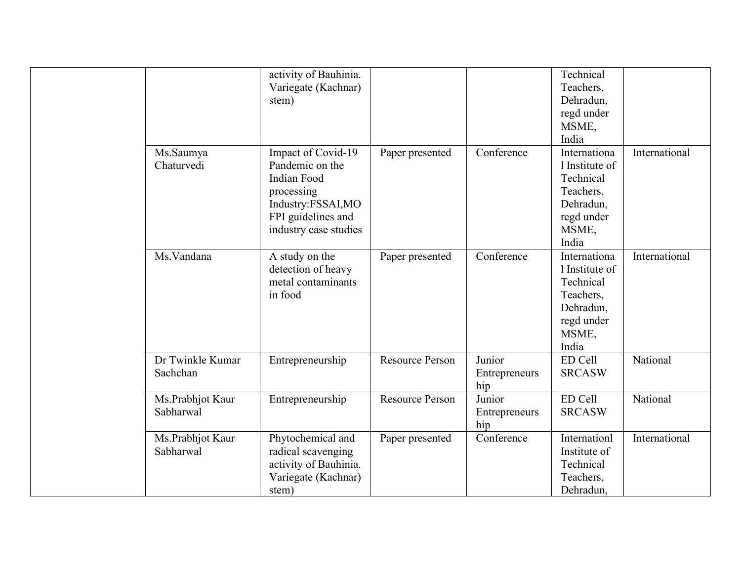| | | | | | | |
|---|---|---|---|---|---|---|
| | | activity of Bauhinia. Variegate (Kachnar) stem) | | | Technical Teachers, Dehradun, regd under MSME, India | |
| | Ms.Saumya Chaturvedi | Impact of Covid-19 Pandemic on the Indian Food processing Industry:FSSAI,MOFPI guidelines and industry case studies | Paper presented | Conference | International Institute of Technical Teachers, Dehradun, regd under MSME, India | International |
| | Ms.Vandana | A study on the detection of heavy metal contaminants in food | Paper presented | Conference | International Institute of Technical Teachers, Dehradun, regd under MSME, India | International |
| | Dr Twinkle Kumar Sachchan | Entrepreneurship | Resource Person | Junior Entrepreneurship | ED Cell SRCASW | National |
| | Ms.Prabhjot Kaur Sabharwal | Entrepreneurship | Resource Person | Junior Entrepreneurship | ED Cell SRCASW | National |
| | Ms.Prabhjot Kaur Sabharwal | Phytochemical and radical scavenging activity of Bauhinia. Variegate (Kachnar) stem) | Paper presented | Conference | Internationl Institute of Technical Teachers, Dehradun, | International |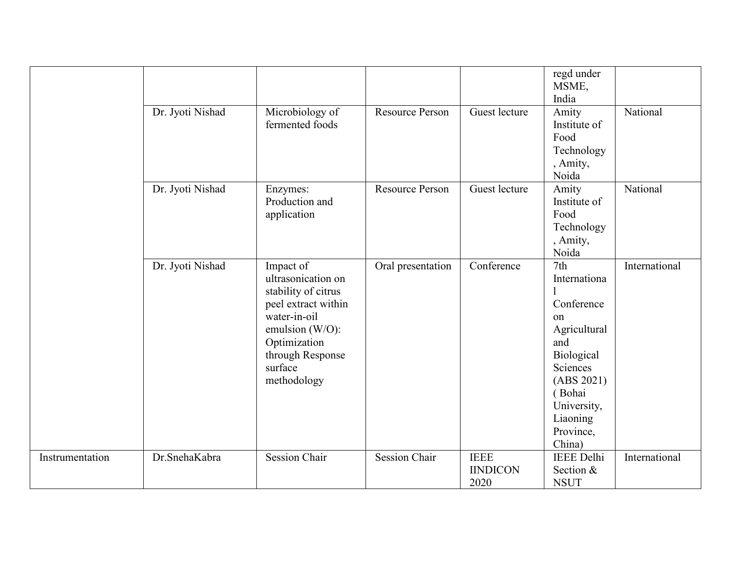| | | | | | | |
|---|---|---|---|---|---|---|
| | | | | | regd under MSME, India | |
| | Dr. Jyoti Nishad | Microbiology of fermented foods | Resource Person | Guest lecture | Amity Institute of Food Technology, Amity, Noida | National |
| | Dr. Jyoti Nishad | Enzymes: Production and application | Resource Person | Guest lecture | Amity Institute of Food Technology, Amity, Noida | National |
| | Dr. Jyoti Nishad | Impact of ultrasonication on stability of citrus peel extract within water-in-oil emulsion (W/O): Optimization through Response surface methodology | Oral presentation | Conference | 7th International Conference on Agricultural and Biological Sciences (ABS 2021) ( Bohai University, Liaoning Province, China) | International |
| Instrumentation | Dr.SnehaKabra | Session Chair | Session Chair | IEEE IINDICON 2020 | IEEE Delhi Section & NSUT | International |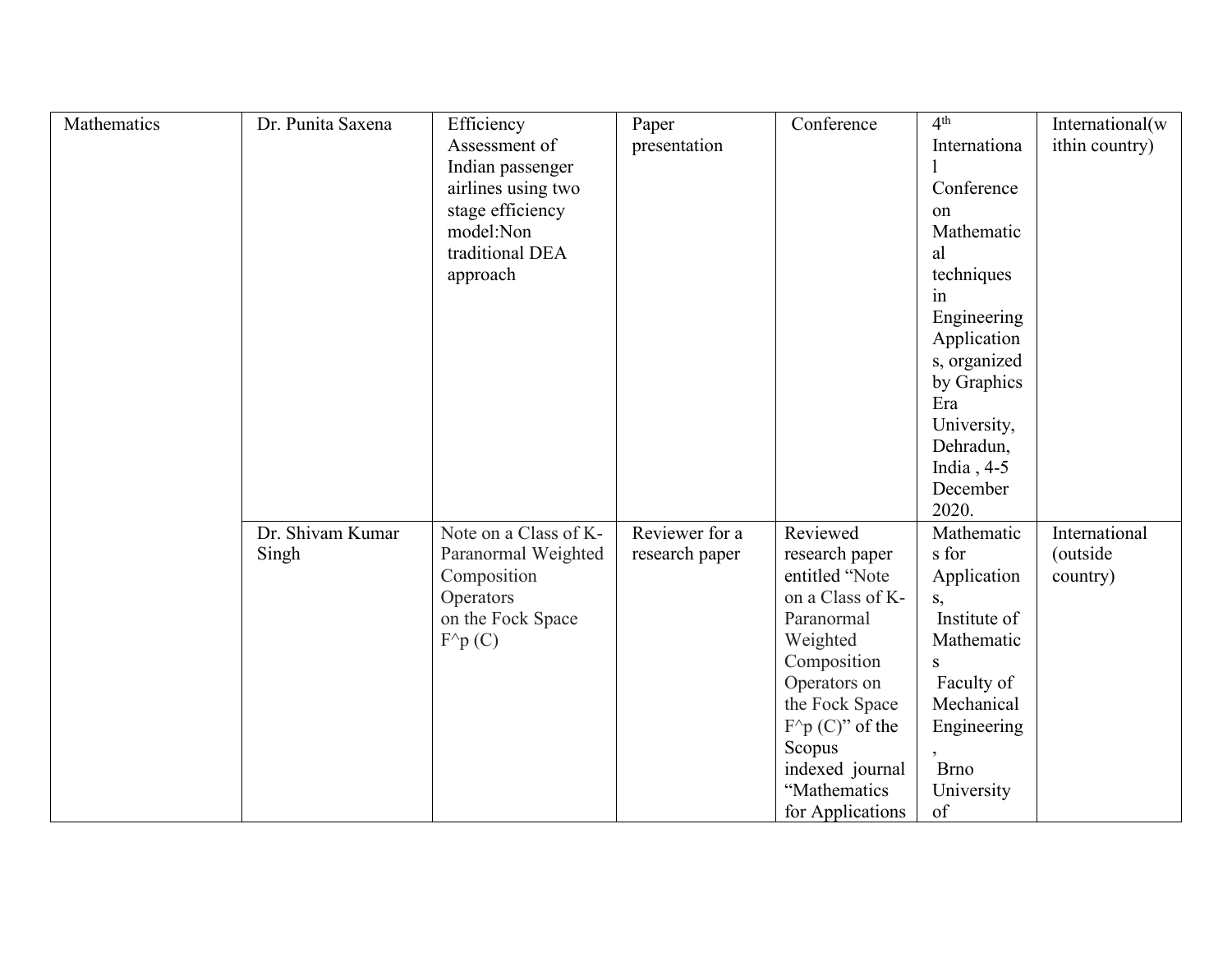| Mathematics | Dr. Punita Saxena | Efficiency Assessment of Indian passenger airlines using two stage efficiency model:Non traditional DEA approach | Paper presentation | Conference | 4th International Conference on Mathematical techniques in Engineering Applications, organized by Graphics Era University, Dehradun, India , 4-5 December 2020. | International(within country) |
|---|---|---|---|---|---|---|
| | Dr. Shivam Kumar Singh | Note on a Class of K-Paranormal Weighted Composition Operators on the Fock Space F^p (C) | Reviewer for a research paper | Reviewed research paper entitled “Note on a Class of K-Paranormal Weighted Composition Operators on the Fock Space F^p (C)” of the Scopus indexed journal “Mathematics for Applications | Mathematics for Applications, Institute of Mathematics Faculty of Mechanical Engineering, Brno University of | International (outside country) |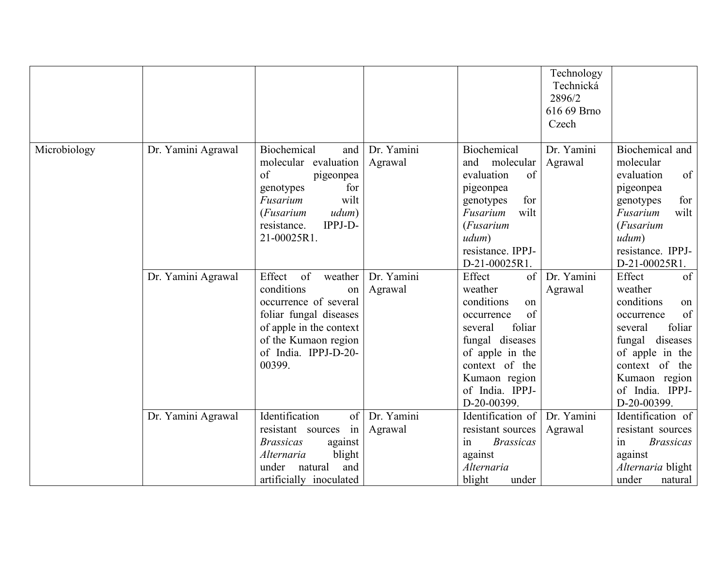| | | | | | | |
|---|---|---|---|---|---|---|
| | | | | | Technology Technická 2896/2 616 69 Brno Czech | |
| Microbiology | Dr. Yamini Agrawal | Biochemical and molecular evaluation of pigeonpea genotypes for *Fusarium* wilt (*Fusarium udum*) resistance. IPPJ-D-21-00025R1. | Dr. Yamini Agrawal | Biochemical and molecular evaluation of pigeonpea genotypes for *Fusarium* wilt (*Fusarium udum*) resistance. IPPJ-D-21-00025R1. | Dr. Yamini Agrawal | Biochemical and molecular evaluation of pigeonpea genotypes for *Fusarium* wilt (*Fusarium udum*) resistance. IPPJ-D-21-00025R1. |
| | Dr. Yamini Agrawal | Effect of weather conditions on occurrence of several foliar fungal diseases of apple in the context of the Kumaon region of India. IPPJ-D-20-00399. | Dr. Yamini Agrawal | Effect of weather conditions on occurrence of several foliar fungal diseases of apple in the context of the Kumaon region of India. IPPJ-D-20-00399. | Dr. Yamini Agrawal | Effect of weather conditions on occurrence of several foliar fungal diseases of apple in the context of the Kumaon region of India. IPPJ-D-20-00399. |
| | Dr. Yamini Agrawal | Identification of resistant sources in *Brassicas* against *Alternaria* blight under natural and artificially inoculated | Dr. Yamini Agrawal | Identification of resistant sources in *Brassicas* against *Alternaria* blight under | Dr. Yamini Agrawal | Identification of resistant sources in *Brassicas* against *Alternaria* blight under natural |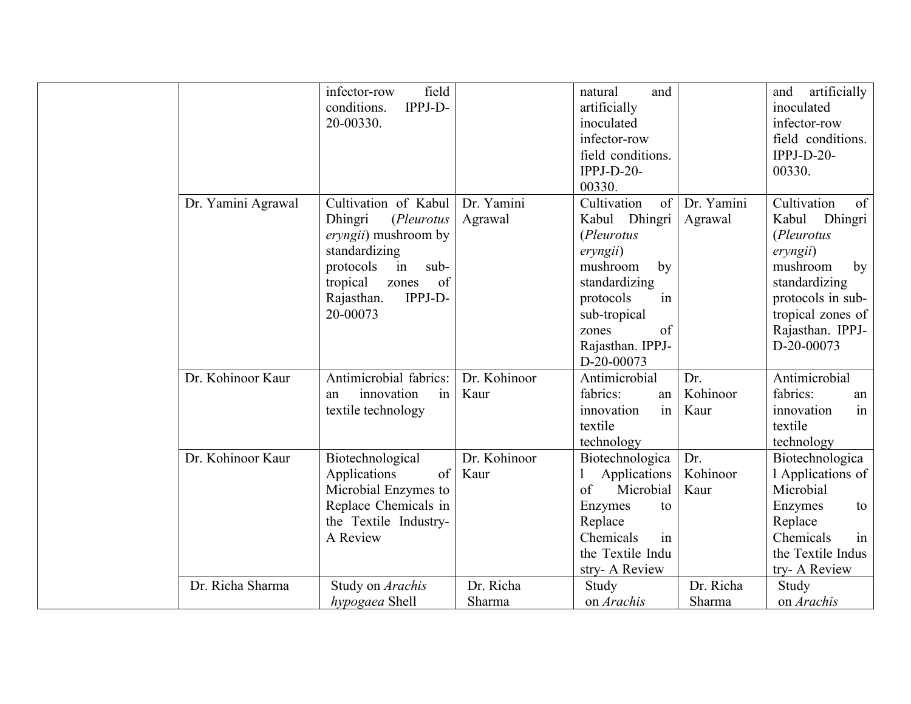| | | | | | | |
|---|---|---|---|---|---|---|
| | | infector-row field conditions. IPPJ-D-20-00330. | | natural and artificially inoculated infector-row field conditions. IPPJ-D-20-00330. | | and artificially inoculated infector-row field conditions. IPPJ-D-20-00330. |
| | Dr. Yamini Agrawal | Cultivation of Kabul Dhingri (*Pleurotus eryngii*) mushroom by standardizing protocols in sub-tropical zones of Rajasthan. IPPJ-D-20-00073 | Dr. Yamini Agrawal | Cultivation of Kabul Dhingri (*Pleurotus eryngii*) mushroom by standardizing protocols in sub-tropical zones of Rajasthan. IPPJ-D-20-00073 | Dr. Yamini Agrawal | Cultivation of Kabul Dhingri (*Pleurotus eryngii*) mushroom by standardizing protocols in sub-tropical zones of Rajasthan. IPPJ-D-20-00073 |
| | Dr. Kohinoor Kaur | Antimicrobial fabrics: an innovation in textile technology | Dr. Kohinoor Kaur | Antimicrobial fabrics: an innovation in textile technology | Dr. Kohinoor Kaur | Antimicrobial fabrics: an innovation in textile technology |
| | Dr. Kohinoor Kaur | Biotechnological Applications of Microbial Enzymes to Replace Chemicals in the Textile Industry- A Review | Dr. Kohinoor Kaur | Biotechnological Applications of Microbial Enzymes to Replace Chemicals in the Textile Industry- A Review | Dr. Kohinoor Kaur | Biotechnological Applications of Microbial Enzymes to Replace Chemicals in the Textile Industry- A Review |
| | Dr. Richa Sharma | Study on *Arachis hypogaea* Shell | Dr. Richa Sharma | Study on *Arachis* | Dr. Richa Sharma | Study on *Arachis* |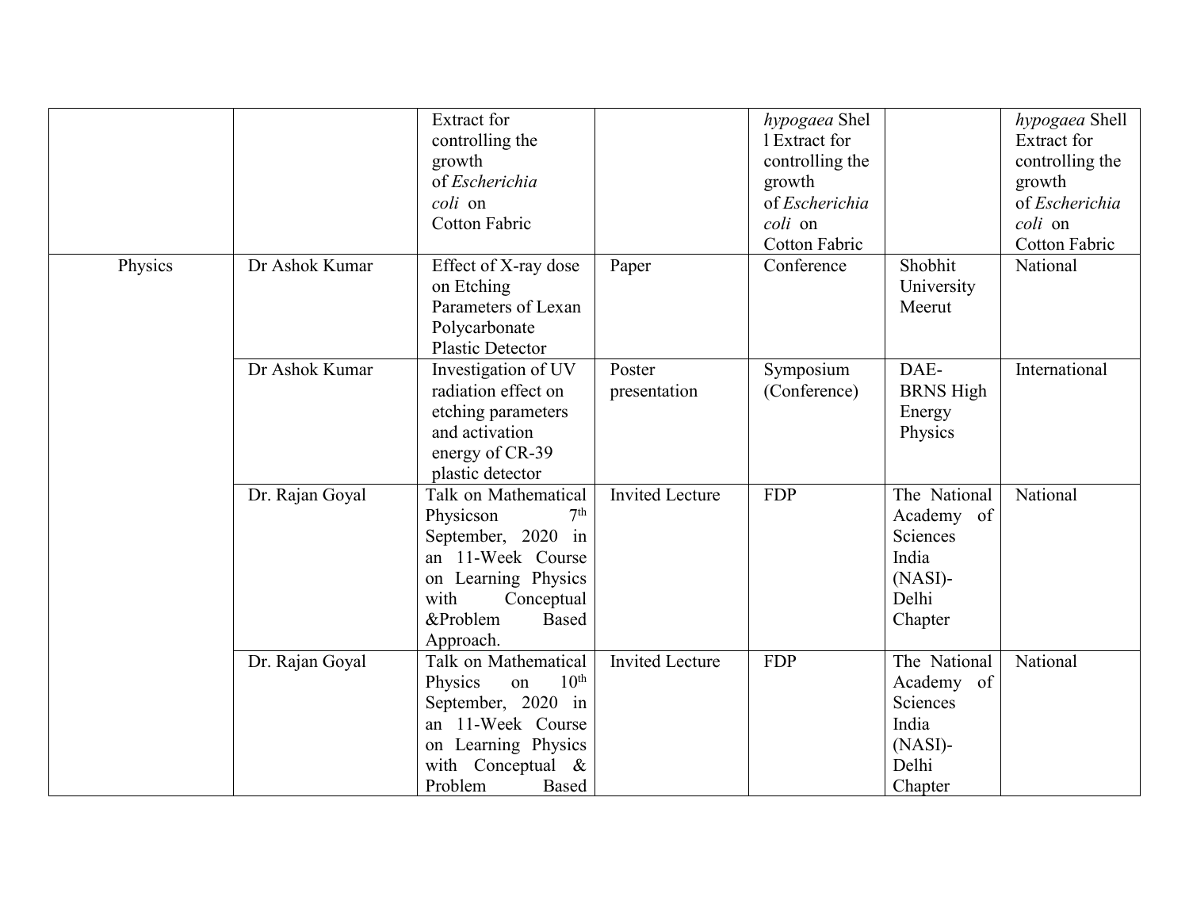| | | | | | | |
|---|---|---|---|---|---|---|
| | | Extract for controlling the growth of *Escherichia coli* on Cotton Fabric | | *hypogaea* Shell Extract for controlling the growth of *Escherichia coli* on Cotton Fabric | | *hypogaea* Shell Extract for controlling the growth of *Escherichia coli* on Cotton Fabric |
| Physics | Dr Ashok Kumar | Effect of X-ray dose on Etching Parameters of Lexan Polycarbonate Plastic Detector | Paper | Conference | Shobhit University Meerut | National |
| | Dr Ashok Kumar | Investigation of UV radiation effect on etching parameters and activation energy of CR-39 plastic detector | Poster presentation | Symposium (Conference) | DAE-BRNS High Energy Physics | International |
| | Dr. Rajan Goyal | Talk on Mathematical Physicson 7th September, 2020 in an 11-Week Course on Learning Physics with Conceptual &Problem Based Approach. | Invited Lecture | FDP | The National Academy of Sciences India (NASI)-Delhi Chapter | National |
| | Dr. Rajan Goyal | Talk on Mathematical Physics on 10th September, 2020 in an 11-Week Course on Learning Physics with Conceptual & Problem Based | Invited Lecture | FDP | The National Academy of Sciences India (NASI)-Delhi Chapter | National |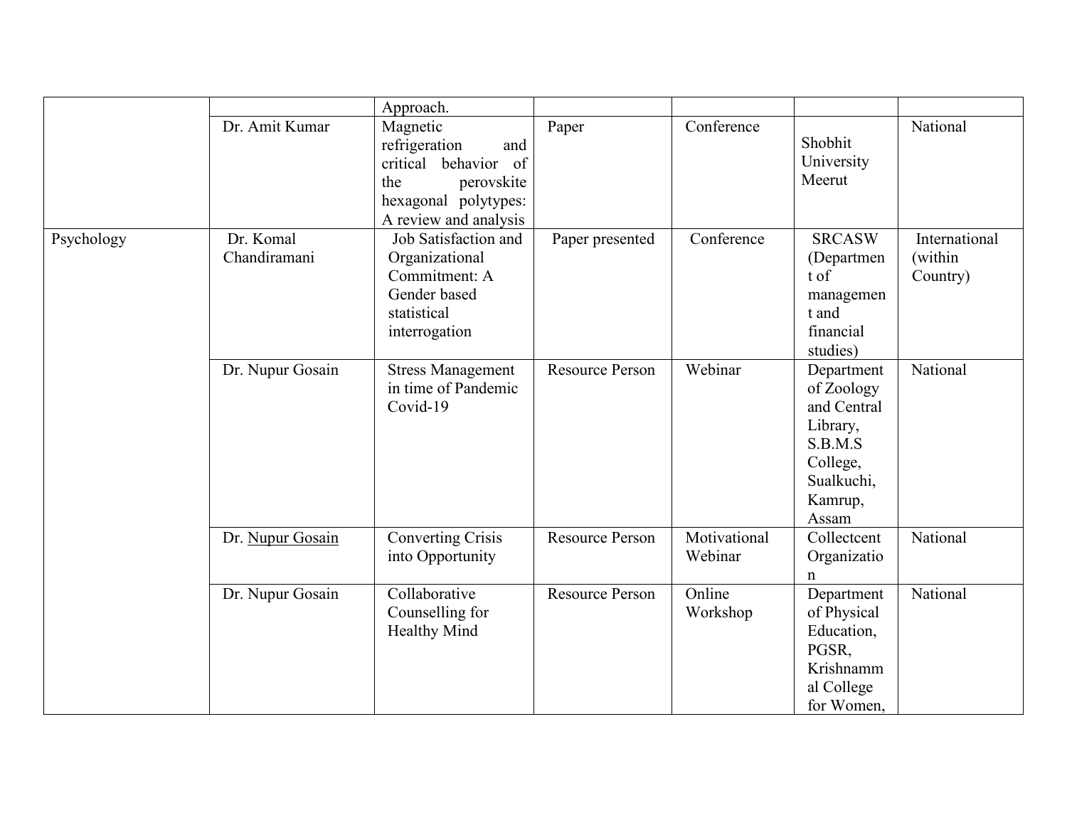| | | | | | | |
|---|---|---|---|---|---|---|
| | | Approach. | | | | |
| | Dr. Amit Kumar | Magnetic refrigeration and critical behavior of the perovskite hexagonal polytypes: A review and analysis | Paper | Conference | Shobhit University Meerut | National |
| Psychology | Dr. Komal Chandiramani | Job Satisfaction and Organizational Commitment: A Gender based statistical interrogation | Paper presented | Conference | SRCASW (Department of management and financial studies) | International (within Country) |
| | Dr. Nupur Gosain | Stress Management in time of Pandemic Covid-19 | Resource Person | Webinar | Department of Zoology and Central Library, S.B.M.S College, Sualkuchi, Kamrup, Assam | National |
| | Dr. Nupur Gosain | Converting Crisis into Opportunity | Resource Person | Motivational Webinar | Collectcent Organization | National |
| | Dr. Nupur Gosain | Collaborative Counselling for Healthy Mind | Resource Person | Online Workshop | Department of Physical Education, PGSR, Krishnammal College for Women, | National |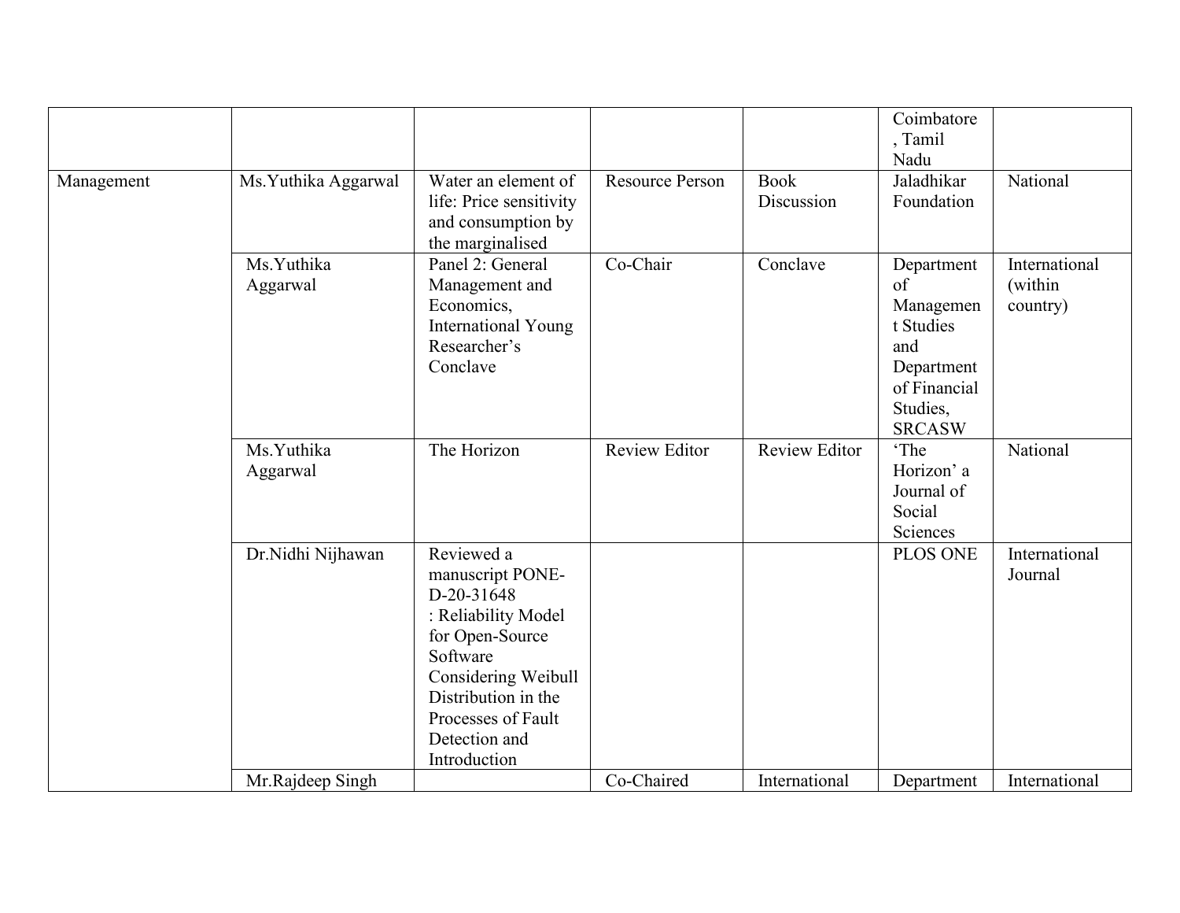| | | | | | | |
|---|---|---|---|---|---|---|
| | | | | | Coimbatore , Tamil Nadu | |
| Management | Ms.Yuthika Aggarwal | Water an element of life: Price sensitivity and consumption by the marginalised | Resource Person | Book Discussion | Jaladhikar Foundation | National |
| | Ms.Yuthika Aggarwal | Panel 2: General Management and Economics, International Young Researcher's Conclave | Co-Chair | Conclave | Department of Management Studies and Department of Financial Studies, SRCASW | International (within country) |
| | Ms.Yuthika Aggarwal | The Horizon | Review Editor | Review Editor | 'The Horizon' a Journal of Social Sciences | National |
| | Dr.Nidhi Nijhawan | Reviewed a manuscript PONE-D-20-31648 : Reliability Model for Open-Source Software Considering Weibull Distribution in the Processes of Fault Detection and Introduction | | | PLOS ONE | International Journal |
| | Mr.Rajdeep Singh | | Co-Chaired | International | Department | International |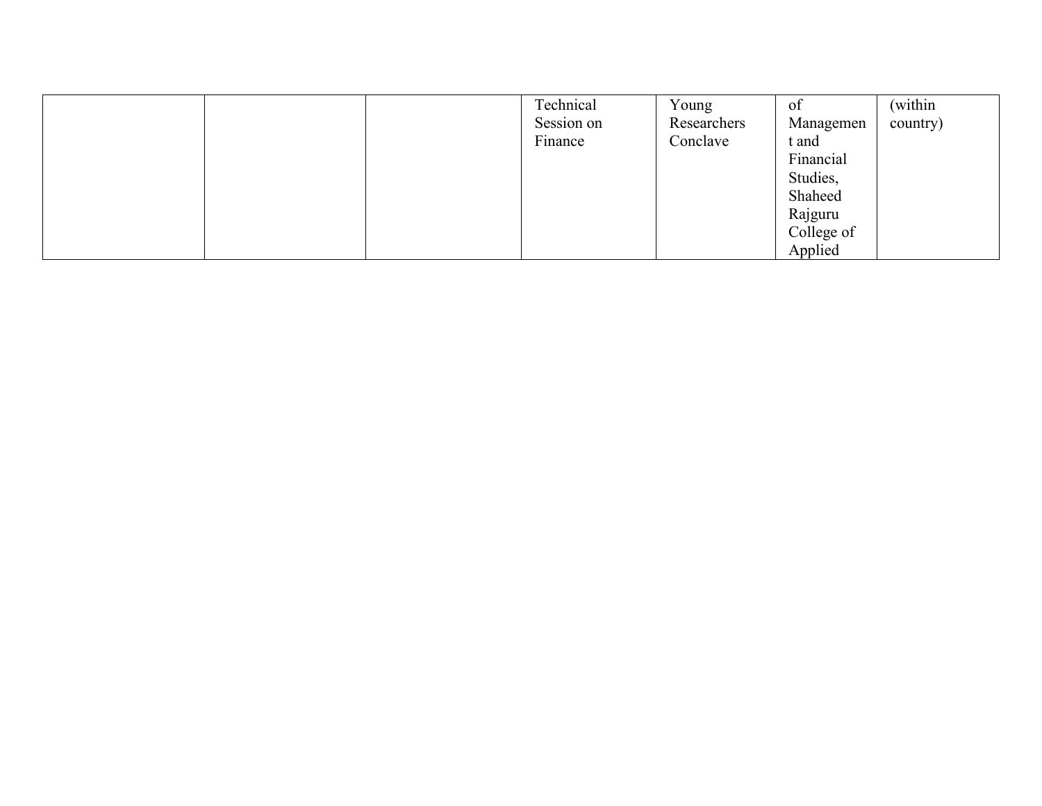| | | | | | | |
|---|---|---|---|---|---|---|
| | | | Technical Session on Finance | Young Researchers Conclave | of Management and Financial Studies, Shaheed Rajguru College of Applied | (within country) |